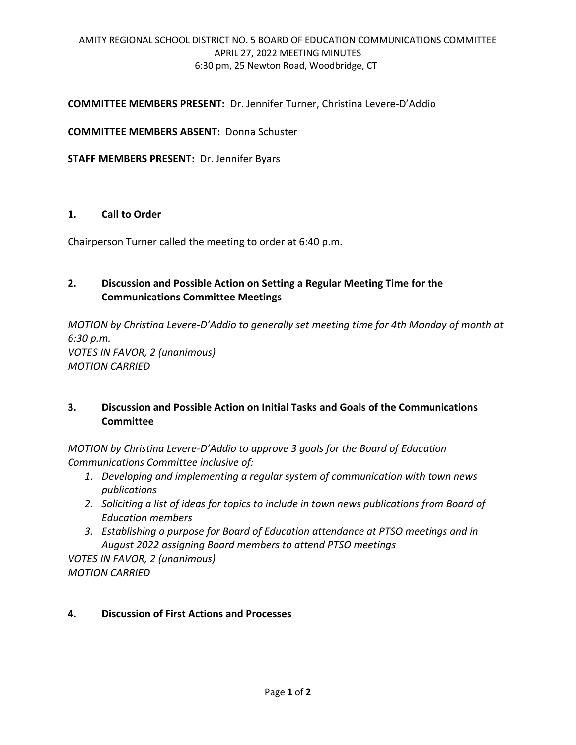AMITY REGIONAL SCHOOL DISTRICT NO. 5 BOARD OF EDUCATION COMMUNICATIONS COMMITTEE
APRIL 27, 2022 MEETING MINUTES
6:30 pm, 25 Newton Road, Woodbridge, CT

**COMMITTEE MEMBERS PRESENT:** Dr. Jennifer Turner, Christina Levere-D'Addio

**COMMITTEE MEMBERS ABSENT:** Donna Schuster

**STAFF MEMBERS PRESENT:** Dr. Jennifer Byars

## 1. Call to Order

Chairperson Turner called the meeting to order at 6:40 p.m.

## 2. Discussion and Possible Action on Setting a Regular Meeting Time for the Communications Committee Meetings

*MOTION by Christina Levere-D'Addio to generally set meeting time for 4th Monday of month at 6:30 p.m.*
*VOTES IN FAVOR, 2 (unanimous)*
*MOTION CARRIED*

## 3. Discussion and Possible Action on Initial Tasks and Goals of the Communications Committee

*MOTION by Christina Levere-D'Addio to approve 3 goals for the Board of Education Communications Committee inclusive of:*

1. *Developing and implementing a regular system of communication with town news publications*
2. *Soliciting a list of ideas for topics to include in town news publications from Board of Education members*
3. *Establishing a purpose for Board of Education attendance at PTSO meetings and in August 2022 assigning Board members to attend PTSO meetings*

*VOTES IN FAVOR, 2 (unanimous)*
*MOTION CARRIED*

## 4. Discussion of First Actions and Processes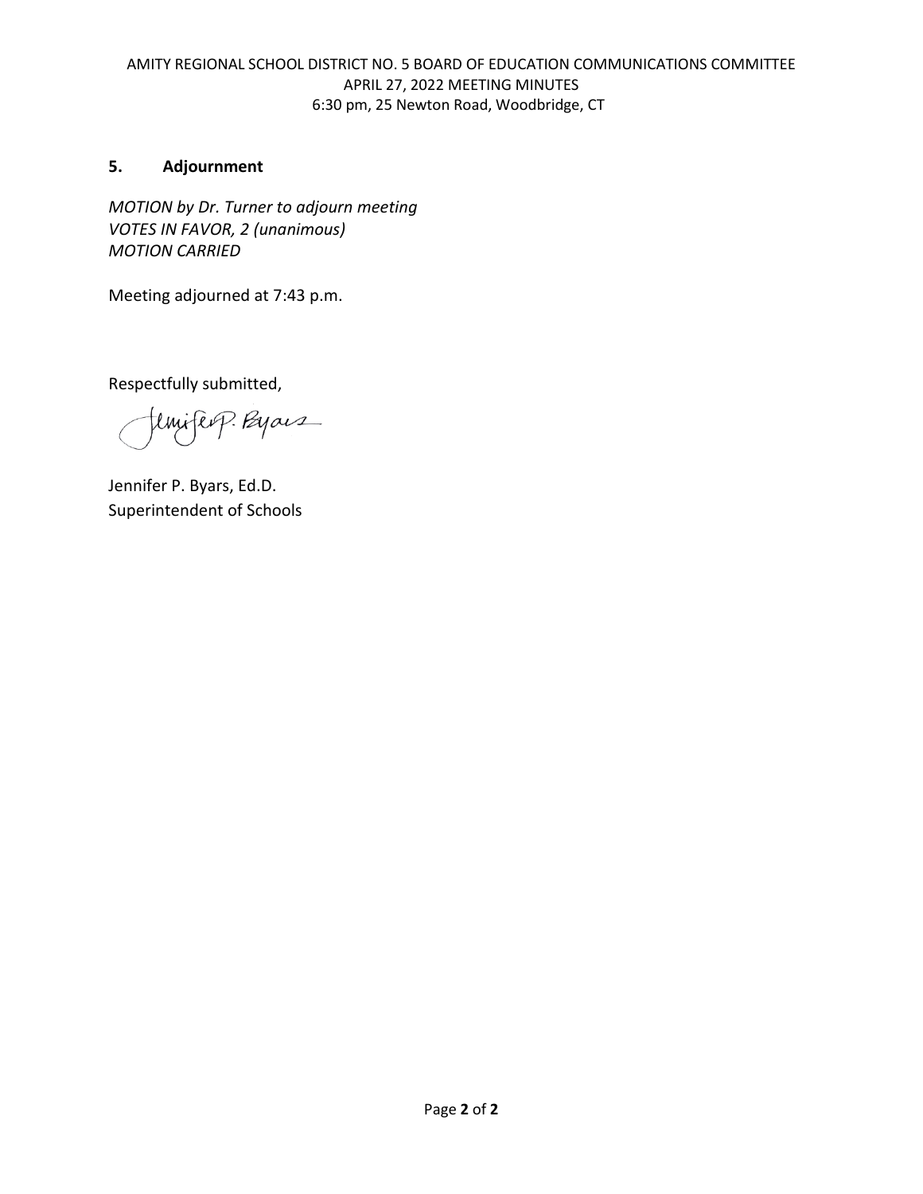## 5. Adjournment

*MOTION by Dr. Turner to adjourn meeting*
*VOTES IN FAVOR, 2 (unanimous)*
*MOTION CARRIED*

Meeting adjourned at 7:43 p.m.

Respectfully submitted,

Jennifer P. Byars

Jennifer P. Byars, Ed.D.
Superintendent of Schools